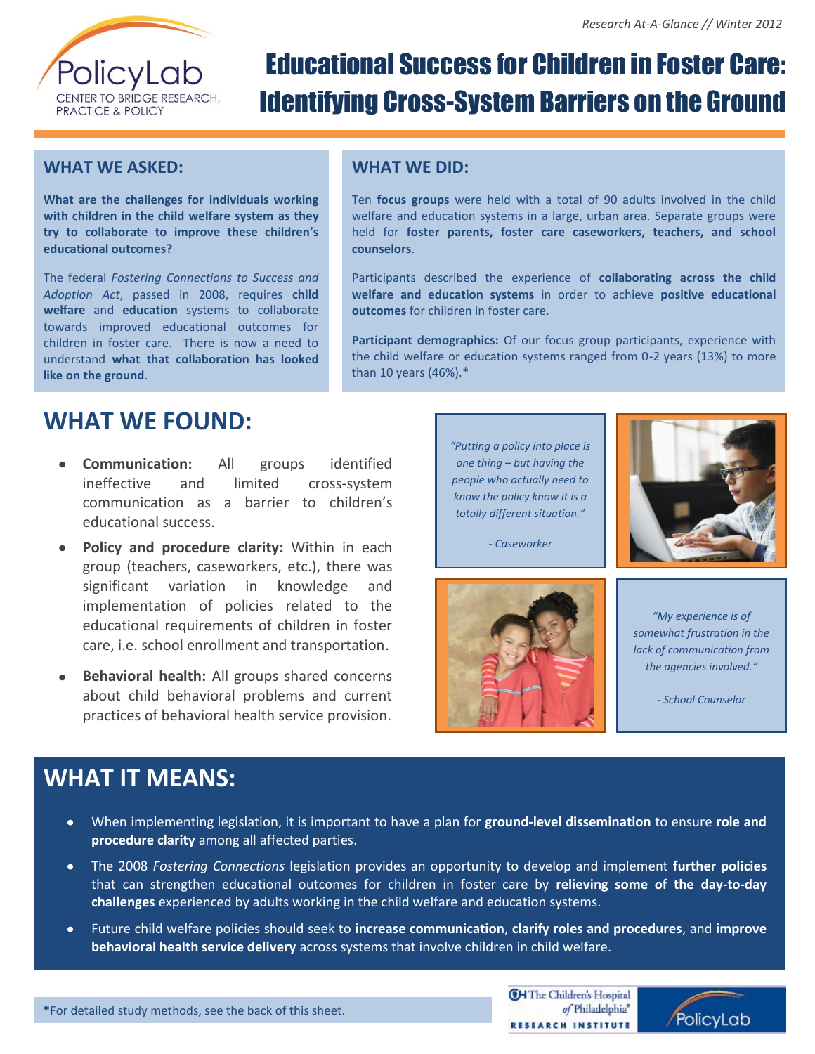Research At-A-Glance // Winter 2012

PolicyLab
CENTER TO BRIDGE RESEARCH, PRACTICE & POLICY

# Educational Success for Children in Foster Care: Identifying Cross-System Barriers on the Ground

## WHAT WE ASKED:

**What are the challenges for individuals working with children in the child welfare system as they try to collaborate to improve these children's educational outcomes?**

The federal *Fostering Connections to Success and Adoption Act*, passed in 2008, requires **child welfare** and **education** systems to collaborate towards improved educational outcomes for children in foster care. There is now a need to understand **what that collaboration has looked like on the ground**.

## WHAT WE DID:

Ten **focus groups** were held with a total of 90 adults involved in the child welfare and education systems in a large, urban area. Separate groups were held for **foster parents, foster care caseworkers, teachers, and school counselors**.

Participants described the experience of **collaborating across the child welfare and education systems** in order to achieve **positive educational outcomes** for children in foster care.

**Participant demographics:** Of our focus group participants, experience with the child welfare or education systems ranged from 0-2 years (13%) to more than 10 years (46%).*

## WHAT WE FOUND:

- **Communication:** All groups identified ineffective and limited cross-system communication as a barrier to children's educational success.
- **Policy and procedure clarity:** Within in each group (teachers, caseworkers, etc.), there was significant variation in knowledge and implementation of policies related to the educational requirements of children in foster care, i.e. school enrollment and transportation.
- **Behavioral health:** All groups shared concerns about child behavioral problems and current practices of behavioral health service provision.

*"Putting a policy into place is one thing – but having the people who actually need to know the policy know it is a totally different situation."*

*- Caseworker*

*"My experience is of somewhat frustration in the lack of communication from the agencies involved."*

*- School Counselor*

## WHAT IT MEANS:

- When implementing legislation, it is important to have a plan for **ground-level dissemination** to ensure **role and procedure clarity** among all affected parties.
- The 2008 *Fostering Connections* legislation provides an opportunity to develop and implement **further policies** that can strengthen educational outcomes for children in foster care by **relieving some of the day-to-day challenges** experienced by adults working in the child welfare and education systems.
- Future child welfare policies should seek to **increase communication**, **clarify roles and procedures**, and **improve behavioral health service delivery** across systems that involve children in child welfare.

*For detailed study methods, see the back of this sheet.

The Children's Hospital of Philadelphia® RESEARCH INSTITUTE | PolicyLab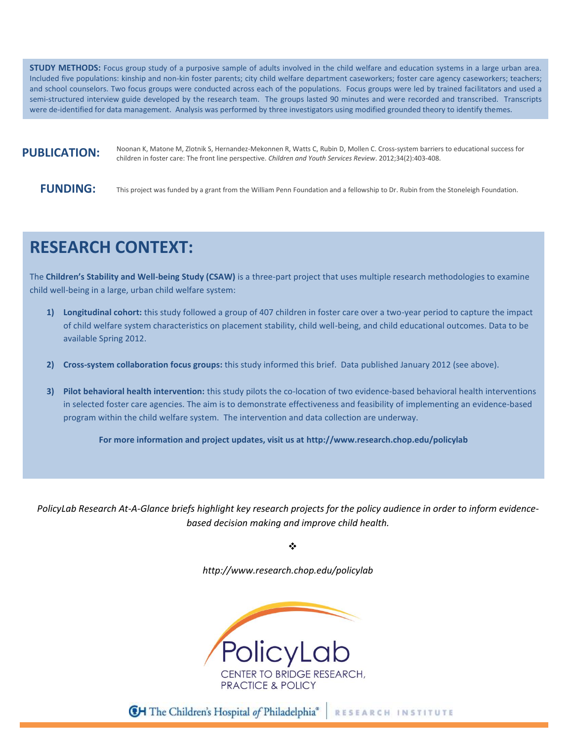**STUDY METHODS:** Focus group study of a purposive sample of adults involved in the child welfare and education systems in a large urban area. Included five populations: kinship and non-kin foster parents; city child welfare department caseworkers; foster care agency caseworkers; teachers; and school counselors. Two focus groups were conducted across each of the populations. Focus groups were led by trained facilitators and used a semi-structured interview guide developed by the research team. The groups lasted 90 minutes and were recorded and transcribed. Transcripts were de-identified for data management. Analysis was performed by three investigators using modified grounded theory to identify themes.

**PUBLICATION:** Noonan K, Matone M, Zlotnik S, Hernandez-Mekonnen R, Watts C, Rubin D, Mollen C. Cross-system barriers to educational success for children in foster care: The front line perspective. *Children and Youth Services Review*. 2012;34(2):403-408.

**FUNDING:** This project was funded by a grant from the William Penn Foundation and a fellowship to Dr. Rubin from the Stoneleigh Foundation.

## RESEARCH CONTEXT:

The **Children's Stability and Well-being Study (CSAW)** is a three-part project that uses multiple research methodologies to examine child well-being in a large, urban child welfare system:

1) **Longitudinal cohort:** this study followed a group of 407 children in foster care over a two-year period to capture the impact of child welfare system characteristics on placement stability, child well-being, and child educational outcomes. Data to be available Spring 2012.

2) **Cross-system collaboration focus groups:** this study informed this brief. Data published January 2012 (see above).

3) **Pilot behavioral health intervention:** this study pilots the co-location of two evidence-based behavioral health interventions in selected foster care agencies. The aim is to demonstrate effectiveness and feasibility of implementing an evidence-based program within the child welfare system. The intervention and data collection are underway.

**For more information and project updates, visit us at http://www.research.chop.edu/policylab**

*PolicyLab Research At-A-Glance briefs highlight key research projects for the policy audience in order to inform evidence-based decision making and improve child health.*

❖

*http://www.research.chop.edu/policylab*

PolicyLab
CENTER TO BRIDGE RESEARCH, PRACTICE & POLICY

The Children's Hospital of Philadelphia® | RESEARCH INSTITUTE